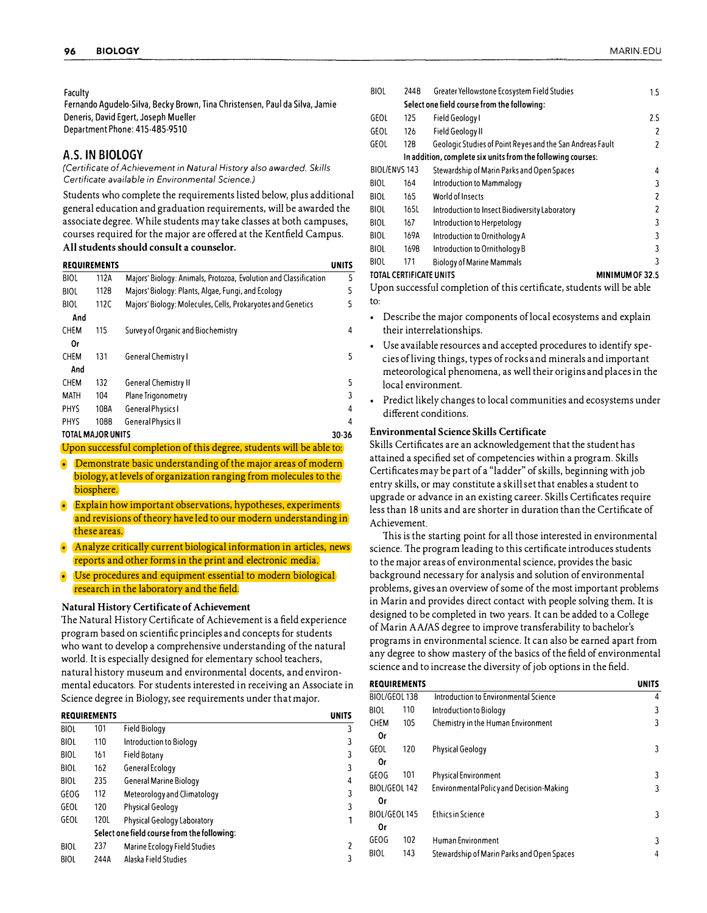Faculty
Fernando Agudelo-Silva, Becky Brown, Tina Christensen, Paul da Silva, Jamie Deneris, David Egert, Joseph Mueller
Department Phone: 415-485-9510

## A.S. IN BIOLOGY

*(Certificate of Achievement in Natural History also awarded. Skills Certificate available in Environmental Science.)*

Students who complete the requirements listed below, plus additional general education and graduation requirements, will be awarded the associate degree. While students may take classes at both campuses, courses required for the major are offered at the Kentfield Campus. **All students should consult a counselor.**

| REQUIREMENTS | | | UNITS |
|---|---|---|---|
| BIOL | 112A | Majors' Biology: Animals, Protozoa, Evolution and Classification | 5 |
| BIOL | 112B | Majors' Biology: Plants, Algae, Fungi, and Ecology | 5 |
| BIOL | 112C | Majors' Biology: Molecules, Cells, Prokaryotes and Genetics | 5 |
| And | | | |
| CHEM | 115 | Survey of Organic and Biochemistry | 4 |
| Or | | | |
| CHEM | 131 | General Chemistry I | 5 |
| And | | | |
| CHEM | 132 | General Chemistry II | 5 |
| MATH | 104 | Plane Trigonometry | 3 |
| PHYS | 108A | General Physics I | 4 |
| PHYS | 108B | General Physics II | 4 |
| TOTAL MAJOR UNITS | | | 30-36 |

Upon successful completion of this degree, students will be able to:

- Demonstrate basic understanding of the major areas of modern biology, at levels of organization ranging from molecules to the biosphere.
- Explain how important observations, hypotheses, experiments and revisions of theory have led to our modern understanding in these areas.
- Analyze critically current biological information in articles, news reports and other forms in the print and electronic media.
- Use procedures and equipment essential to modern biological research in the laboratory and the field.

### Natural History Certificate of Achievement

The Natural History Certificate of Achievement is a field experience program based on scientific principles and concepts for students who want to develop a comprehensive understanding of the natural world. It is especially designed for elementary school teachers, natural history museum and environmental docents, and environmental educators. For students interested in receiving an Associate in Science degree in Biology, see requirements under that major.

| REQUIREMENTS | | | UNITS |
|---|---|---|---|
| BIOL | 101 | Field Biology | 3 |
| BIOL | 110 | Introduction to Biology | 3 |
| BIOL | 161 | Field Botany | 3 |
| BIOL | 162 | General Ecology | 3 |
| BIOL | 235 | General Marine Biology | 4 |
| GEOG | 112 | Meteorology and Climatology | 3 |
| GEOL | 120 | Physical Geology | 3 |
| GEOL | 120L | Physical Geology Laboratory | 1 |
| | | **Select one field course from the following:** | |
| BIOL | 237 | Marine Ecology Field Studies | 2 |
| BIOL | 244A | Alaska Field Studies | 3 |
| BIOL | 244B | Greater Yellowstone Ecosystem Field Studies | 1.5 |
| | | **Select one field course from the following:** | |
| GEOL | 125 | Field Geology I | 2.5 |
| GEOL | 126 | Field Geology II | 2 |
| GEOL | 128 | Geologic Studies of Point Reyes and the San Andreas Fault | 2 |
| | | **In addition, complete six units from the following courses:** | |
| BIOL/ENVS | 143 | Stewardship of Marin Parks and Open Spaces | 4 |
| BIOL | 164 | Introduction to Mammalogy | 3 |
| BIOL | 165 | World of Insects | 2 |
| BIOL | 165L | Introduction to Insect Biodiversity Laboratory | 2 |
| BIOL | 167 | Introduction to Herpetology | 3 |
| BIOL | 169A | Introduction to Ornithology A | 3 |
| BIOL | 169B | Introduction to Ornithology B | 3 |
| BIOL | 171 | Biology of Marine Mammals | 3 |
| TOTAL CERTIFICATE UNITS | | | MINIMUM OF 32.5 |

Upon successful completion of this certificate, students will be able to:

- Describe the major components of local ecosystems and explain their interrelationships.
- Use available resources and accepted procedures to identify species of living things, types of rocks and minerals and important meteorological phenomena, as well their origins and places in the local environment.
- Predict likely changes to local communities and ecosystems under different conditions.

### Environmental Science Skills Certificate

Skills Certificates are an acknowledgement that the student has attained a specified set of competencies within a program. Skills Certificates may be part of a "ladder" of skills, beginning with job entry skills, or may constitute a skill set that enables a student to upgrade or advance in an existing career. Skills Certificates require less than 18 units and are shorter in duration than the Certificate of Achievement.

This is the starting point for all those interested in environmental science. The program leading to this certificate introduces students to the major areas of environmental science, provides the basic background necessary for analysis and solution of environmental problems, gives an overview of some of the most important problems in Marin and provides direct contact with people solving them. It is designed to be completed in two years. It can be added to a College of Marin AA/AS degree to improve transferability to bachelor's programs in environmental science. It can also be earned apart from any degree to show mastery of the basics of the field of environmental science and to increase the diversity of job options in the field.

| REQUIREMENTS | | | UNITS |
|---|---|---|---|
| BIOL/GEOL | 138 | Introduction to Environmental Science | 4 |
| BIOL | 110 | Introduction to Biology | 3 |
| CHEM | 105 | Chemistry in the Human Environment | 3 |
| Or | | | |
| GEOL | 120 | Physical Geology | 3 |
| Or | | | |
| GEOG | 101 | Physical Environment | 3 |
| BIOL/GEOL | 142 | Environmental Policy and Decision-Making | 3 |
| Or | | | |
| BIOL/GEOL | 145 | Ethics in Science | 3 |
| Or | | | |
| GEOG | 102 | Human Environment | 3 |
| BIOL | 143 | Stewardship of Marin Parks and Open Spaces | 4 |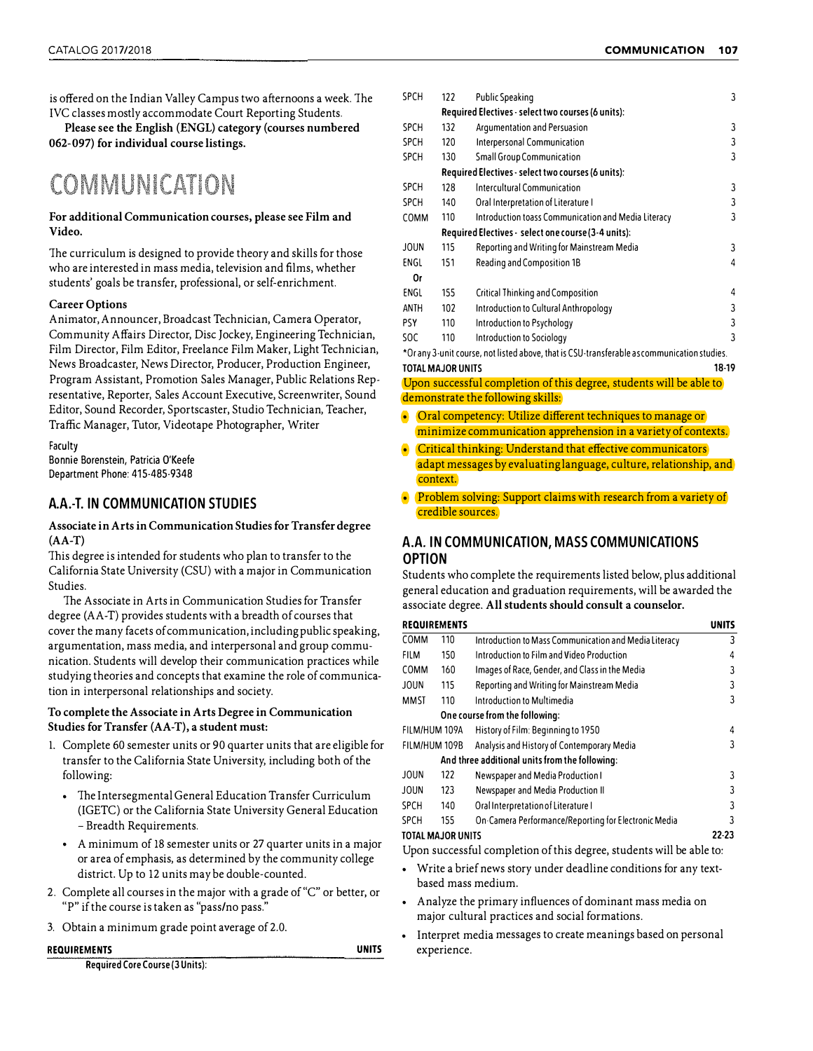is offered on the Indian Valley Campus two afternoons a week. The IVC classes mostly accommodate Court Reporting Students.

**Please see the English (ENGL) category (courses numbered 062-097) for individual course listings.**

# COMMUNICATION

**For additional Communication courses, please see Film and Video.**

The curriculum is designed to provide theory and skills for those who are interested in mass media, television and films, whether students' goals be transfer, professional, or self-enrichment.

**Career Options**

Animator, Announcer, Broadcast Technician, Camera Operator, Community Affairs Director, Disc Jockey, Engineering Technician, Film Director, Film Editor, Freelance Film Maker, Light Technician, News Broadcaster, News Director, Producer, Production Engineer, Program Assistant, Promotion Sales Manager, Public Relations Representative, Reporter, Sales Account Executive, Screenwriter, Sound Editor, Sound Recorder, Sportscaster, Studio Technician, Teacher, Traffic Manager, Tutor, Videotape Photographer, Writer

Faculty
Bonnie Borenstein, Patricia O'Keefe
Department Phone: 415-485-9348

## A.A.-T. IN COMMUNICATION STUDIES

**Associate in Arts in Communication Studies for Transfer degree (AA-T)**

This degree is intended for students who plan to transfer to the California State University (CSU) with a major in Communication Studies.

The Associate in Arts in Communication Studies for Transfer degree (AA-T) provides students with a breadth of courses that cover the many facets of communication, including public speaking, argumentation, mass media, and interpersonal and group communication. Students will develop their communication practices while studying theories and concepts that examine the role of communication in interpersonal relationships and society.

**To complete the Associate in Arts Degree in Communication Studies for Transfer (AA-T), a student must:**

1. Complete 60 semester units or 90 quarter units that are eligible for transfer to the California State University, including both of the following:
   - The Intersegmental General Education Transfer Curriculum (IGETC) or the California State University General Education – Breadth Requirements.
   - A minimum of 18 semester units or 27 quarter units in a major or area of emphasis, as determined by the community college district. Up to 12 units may be double-counted.
2. Complete all courses in the major with a grade of "C" or better, or "P" if the course is taken as "pass/no pass."
3. Obtain a minimum grade point average of 2.0.

| REQUIREMENTS | | | UNITS |
|---|---|---|---|
| | | **Required Core Course (3 Units):** | |
| SPCH | 122 | Public Speaking | 3 |
| | | **Required Electives - select two courses (6 units):** | |
| SPCH | 132 | Argumentation and Persuasion | 3 |
| SPCH | 120 | Interpersonal Communication | 3 |
| SPCH | 130 | Small Group Communication | 3 |
| | | **Required Electives - select two courses (6 units):** | |
| SPCH | 128 | Intercultural Communication | 3 |
| SPCH | 140 | Oral Interpretation of Literature I | 3 |
| COMM | 110 | Introduction toass Communication and Media Literacy | 3 |
| | | **Required Electives - select one course (3-4 units):** | |
| JOUN | 115 | Reporting and Writing for Mainstream Media | 3 |
| ENGL | 151 | Reading and Composition 1B | 4 |
| **Or** | | | |
| ENGL | 155 | Critical Thinking and Composition | 4 |
| ANTH | 102 | Introduction to Cultural Anthropology | 3 |
| PSY | 110 | Introduction to Psychology | 3 |
| SOC | 110 | Introduction to Sociology | 3 |

*Or any 3-unit course, not listed above, that is CSU-transferable as communication studies.

| **TOTAL MAJOR UNITS** | **18-19** |
|---|---|

Upon successful completion of this degree, students will be able to demonstrate the following skills:

- Oral competency: Utilize different techniques to manage or minimize communication apprehension in a variety of contexts.
- Critical thinking: Understand that effective communicators adapt messages by evaluating language, culture, relationship, and context.
- Problem solving: Support claims with research from a variety of credible sources.

## A.A. IN COMMUNICATION, MASS COMMUNICATIONS OPTION

Students who complete the requirements listed below, plus additional general education and graduation requirements, will be awarded the associate degree. **All students should consult a counselor.**

| REQUIREMENTS | | | UNITS |
|---|---|---|---|
| COMM | 110 | Introduction to Mass Communication and Media Literacy | 3 |
| FILM | 150 | Introduction to Film and Video Production | 4 |
| COMM | 160 | Images of Race, Gender, and Class in the Media | 3 |
| JOUN | 115 | Reporting and Writing for Mainstream Media | 3 |
| MMST | 110 | Introduction to Multimedia | 3 |
| | | **One course from the following:** | |
| FILM/HUM | 109A | History of Film: Beginning to 1950 | 4 |
| FILM/HUM | 109B | Analysis and History of Contemporary Media | 3 |
| | | **And three additional units from the following:** | |
| JOUN | 122 | Newspaper and Media Production I | 3 |
| JOUN | 123 | Newspaper and Media Production II | 3 |
| SPCH | 140 | Oral Interpretation of Literature I | 3 |
| SPCH | 155 | On-Camera Performance/Reporting for Electronic Media | 3 |
| **TOTAL MAJOR UNITS** | | | **22-23** |

Upon successful completion of this degree, students will be able to:

- Write a brief news story under deadline conditions for any text-based mass medium.
- Analyze the primary influences of dominant mass media on major cultural practices and social formations.
- Interpret media messages to create meanings based on personal experience.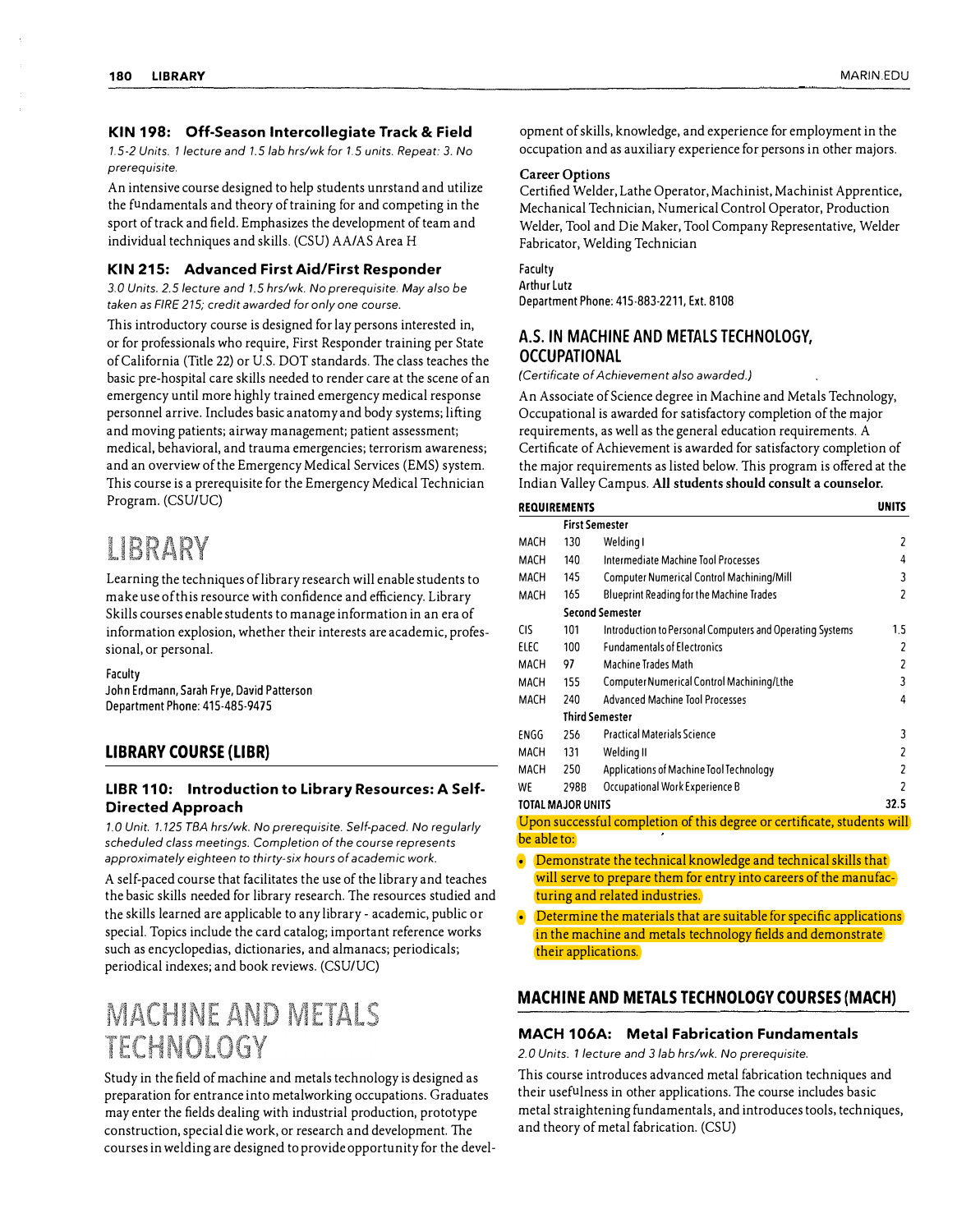### KIN 198: Off-Season Intercollegiate Track & Field

*1.5-2 Units. 1 lecture and 1.5 lab hrs/wk for 1.5 units. Repeat: 3. No prerequisite.*

An intensive course designed to help students unrstand and utilize the fundamentals and theory of training for and competing in the sport of track and field. Emphasizes the development of team and individual techniques and skills. (CSU) AA/AS Area H

### KIN 215: Advanced First Aid/First Responder

*3.0 Units. 2.5 lecture and 1.5 hrs/wk. No prerequisite. May also be taken as FIRE 215; credit awarded for only one course.*

This introductory course is designed for lay persons interested in, or for professionals who require, First Responder training per State of California (Title 22) or U.S. DOT standards. The class teaches the basic pre-hospital care skills needed to render care at the scene of an emergency until more highly trained emergency medical response personnel arrive. Includes basic anatomy and body systems; lifting and moving patients; airway management; patient assessment; medical, behavioral, and trauma emergencies; terrorism awareness; and an overview of the Emergency Medical Services (EMS) system. This course is a prerequisite for the Emergency Medical Technician Program. (CSU/UC)

# LIBRARY

Learning the techniques of library research will enable students to make use of this resource with confidence and efficiency. Library Skills courses enable students to manage information in an era of information explosion, whether their interests are academic, professional, or personal.

Faculty
John Erdmann, Sarah Frye, David Patterson
Department Phone: 415-485-9475

## LIBRARY COURSE (LIBR)

### LIBR 110: Introduction to Library Resources: A Self-Directed Approach

*1.0 Unit. 1.125 TBA hrs/wk. No prerequisite. Self-paced. No regularly scheduled class meetings. Completion of the course represents approximately eighteen to thirty-six hours of academic work.*

A self-paced course that facilitates the use of the library and teaches the basic skills needed for library research. The resources studied and the skills learned are applicable to any library - academic, public or special. Topics include the card catalog; important reference works such as encyclopedias, dictionaries, and almanacs; periodicals; periodical indexes; and book reviews. (CSU/UC)

# MACHINE AND METALS TECHNOLOGY

Study in the field of machine and metals technology is designed as preparation for entrance into metalworking occupations. Graduates may enter the fields dealing with industrial production, prototype construction, special die work, or research and development. The courses in welding are designed to provide opportunity for the development of skills, knowledge, and experience for employment in the occupation and as auxiliary experience for persons in other majors.

**Career Options**

Certified Welder, Lathe Operator, Machinist, Machinist Apprentice, Mechanical Technician, Numerical Control Operator, Production Welder, Tool and Die Maker, Tool Company Representative, Welder Fabricator, Welding Technician

Faculty
Arthur Lutz
Department Phone: 415-883-2211, Ext. 8108

## A.S. IN MACHINE AND METALS TECHNOLOGY, OCCUPATIONAL

*(Certificate of Achievement also awarded.)*

An Associate of Science degree in Machine and Metals Technology, Occupational is awarded for satisfactory completion of the major requirements, as well as the general education requirements. A Certificate of Achievement is awarded for satisfactory completion of the major requirements as listed below. This program is offered at the Indian Valley Campus. **All students should consult a counselor.**

| REQUIREMENTS | | | UNITS |
|---|---|---|---|
| | | **First Semester** | |
| MACH | 130 | Welding I | 2 |
| MACH | 140 | Intermediate Machine Tool Processes | 4 |
| MACH | 145 | Computer Numerical Control Machining/Mill | 3 |
| MACH | 165 | Blueprint Reading for the Machine Trades | 2 |
| | | **Second Semester** | |
| CIS | 101 | Introduction to Personal Computers and Operating Systems | 1.5 |
| ELEC | 100 | Fundamentals of Electronics | 2 |
| MACH | 97 | Machine Trades Math | 2 |
| MACH | 155 | Computer Numerical Control Machining/Lthe | 3 |
| MACH | 240 | Advanced Machine Tool Processes | 4 |
| | | **Third Semester** | |
| ENGG | 256 | Practical Materials Science | 3 |
| MACH | 131 | Welding II | 2 |
| MACH | 250 | Applications of Machine Tool Technology | 2 |
| WE | 298B | Occupational Work Experience B | 2 |
| **TOTAL MAJOR UNITS** | | | **32.5** |

Upon successful completion of this degree or certificate, students will be able to:

- Demonstrate the technical knowledge and technical skills that will serve to prepare them for entry into careers of the manufacturing and related industries.
- Determine the materials that are suitable for specific applications in the machine and metals technology fields and demonstrate their applications.

## MACHINE AND METALS TECHNOLOGY COURSES (MACH)

### MACH 106A: Metal Fabrication Fundamentals

*2.0 Units. 1 lecture and 3 lab hrs/wk. No prerequisite.*

This course introduces advanced metal fabrication techniques and their usefulness in other applications. The course includes basic metal straightening fundamentals, and introduces tools, techniques, and theory of metal fabrication. (CSU)